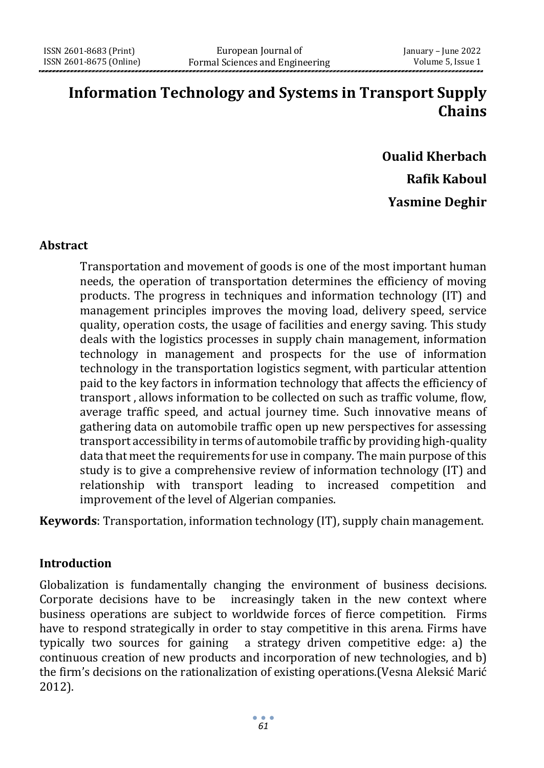# Information Technology and Systems in Transport Supply Chains

**Oualid Kherbach**

**Rafik Kaboul**

**Yasmine Deghir**

## Abstract

Transportation and movement of goods is one of the most important human needs, the operation of transportation determines the efficiency of moving products. The progress in techniques and information technology (IT) and management principles improves the moving load, delivery speed, service quality, operation costs, the usage of facilities and energy saving. This study deals with the logistics processes in supply chain management, information technology in management and prospects for the use of information technology in the transportation logistics segment, with particular attention paid to the key factors in information technology that affects the efficiency of transport , allows information to be collected on such as traffic volume, flow, average traffic speed, and actual journey time. Such innovative means of gathering data on automobile traffic open up new perspectives for assessing transport accessibility in terms of automobile traffic by providing high-quality data that meet the requirements for use in company. The main purpose of this study is to give a comprehensive review of information technology (IT) and relationship with transport leading to increased competition and improvement of the level of Algerian companies.

**Keywords**: Transportation, information technology (IT), supply chain management.

## Introduction

Globalization is fundamentally changing the environment of business decisions. Corporate decisions have to be increasingly taken in the new context where business operations are subject to worldwide forces of fierce competition. Firms have to respond strategically in order to stay competitive in this arena. Firms have typically two sources for gaining a strategy driven competitive edge: a) the continuous creation of new products and incorporation of new technologies, and b) the firm's decisions on the rationalization of existing operations.(Vesna Aleksić Marić 2012).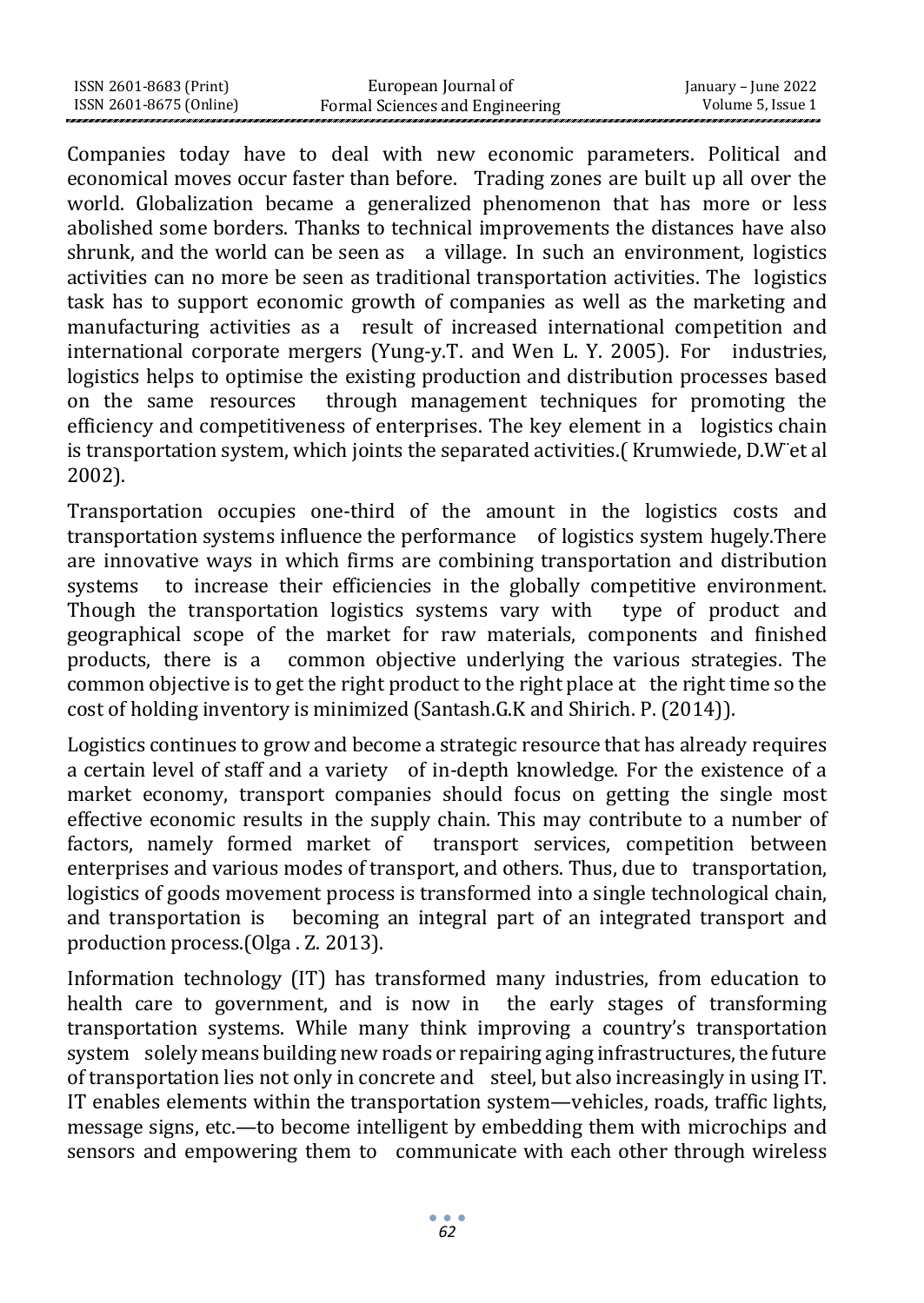Companies today have to deal with new economic parameters. Political and economical moves occur faster than before. Trading zones are built up all over the world. Globalization became a generalized phenomenon that has more or less abolished some borders. Thanks to technical improvements the distances have also shrunk, and the world can be seen as a village. In such an environment, logistics activities can no more be seen as traditional transportation activities. The logistics task has to support economic growth of companies as well as the marketing and manufacturing activities as a result of increased international competition and international corporate mergers (Yung-y.T. and Wen L. Y. 2005). For industries, logistics helps to optimise the existing production and distribution processes based on the same resources through management techniques for promoting the efficiency and competitiveness of enterprises. The key element in a logistics chain is transportation system, which joints the separated activities.( Krumwiede, D.W¨et al 2002).

Transportation occupies one-third of the amount in the logistics costs and transportation systems influence the performance of logistics system hugely.There are innovative ways in which firms are combining transportation and distribution systems to increase their efficiencies in the globally competitive environment. Though the transportation logistics systems vary with type of product and geographical scope of the market for raw materials, components and finished products, there is a common objective underlying the various strategies. The common objective is to get the right product to the right place at the right time so the cost of holding inventory is minimized (Santash.G.K and Shirich. P. (2014)).

Logistics continues to grow and become a strategic resource that has already requires a certain level of staff and a variety of in-depth knowledge. For the existence of a market economy, transport companies should focus on getting the single most effective economic results in the supply chain. This may contribute to a number of factors, namely formed market of transport services, competition between enterprises and various modes of transport, and others. Thus, due to transportation, logistics of goods movement process is transformed into a single technological chain, and transportation is becoming an integral part of an integrated transport and production process.(Olga . Z. 2013).

Information technology (IT) has transformed many industries, from education to health care to government, and is now in the early stages of transforming transportation systems. While many think improving a country's transportation system solely means building new roads or repairing aging infrastructures, the future of transportation lies not only in concrete and steel, but also increasingly in using IT. IT enables elements within the transportation system—vehicles, roads, traffic lights, message signs, etc.—to become intelligent by embedding them with microchips and sensors and empowering them to communicate with each other through wireless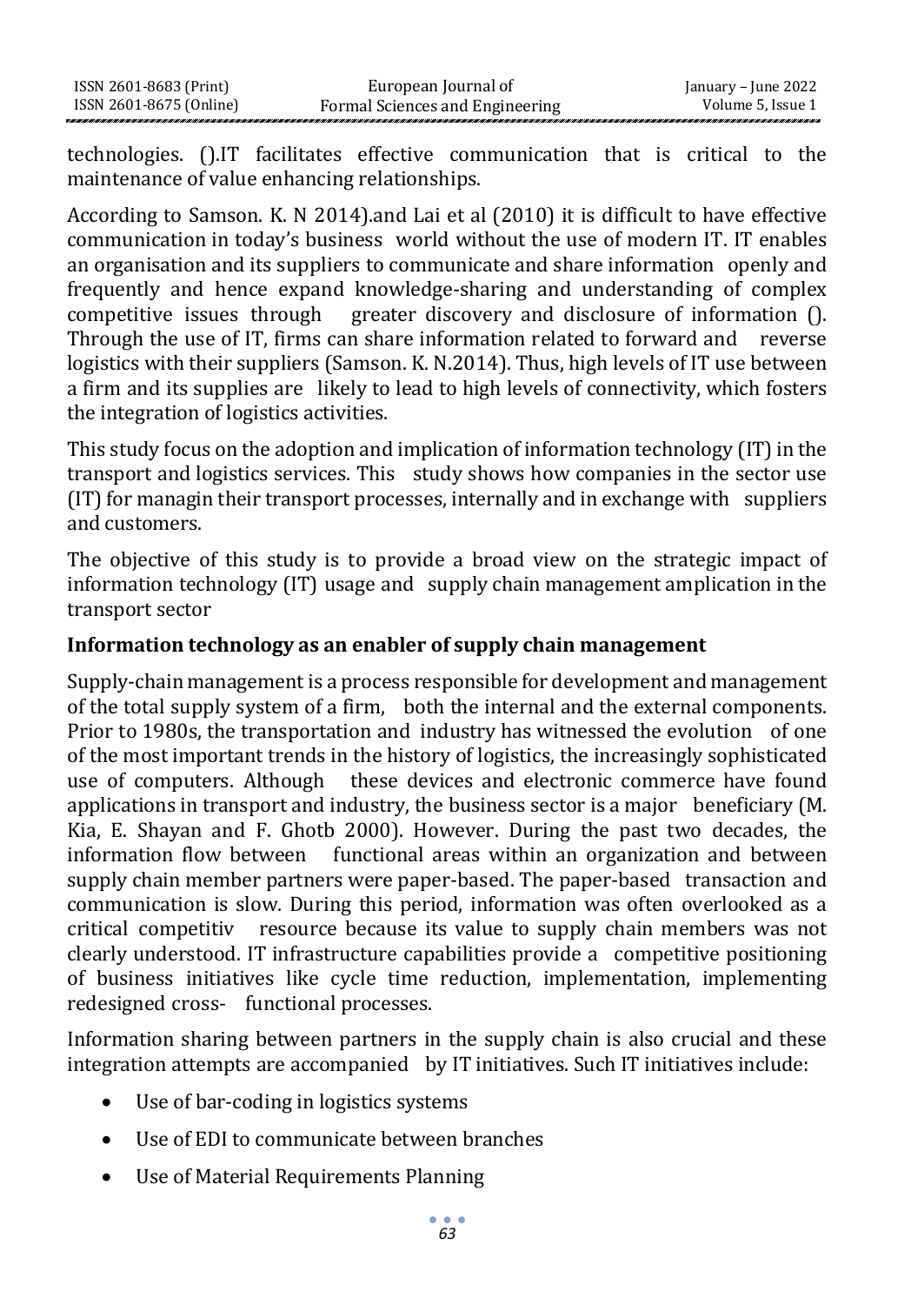technologies. ().IT facilitates effective communication that is critical to the maintenance of value enhancing relationships.

According to Samson. K. N 2014).and Lai et al (2010) it is difficult to have effective communication in today's business world without the use of modern IT. IT enables an organisation and its suppliers to communicate and share information openly and frequently and hence expand knowledge-sharing and understanding of complex competitive issues through greater discovery and disclosure of information (). Through the use of IT, firms can share information related to forward and reverse logistics with their suppliers (Samson. K. N.2014). Thus, high levels of IT use between a firm and its supplies are likely to lead to high levels of connectivity, which fosters the integration of logistics activities.

This study focus on the adoption and implication of information technology (IT) in the transport and logistics services. This study shows how companies in the sector use (IT) for managin their transport processes, internally and in exchange with suppliers and customers.

The objective of this study is to provide a broad view on the strategic impact of information technology (IT) usage and supply chain management amplication in the transport sector

## Information technology as an enabler of supply chain management

Supply-chain management is a process responsible for development and management of the total supply system of a firm, both the internal and the external components. Prior to 1980s, the transportation and industry has witnessed the evolution of one of the most important trends in the history of logistics, the increasingly sophisticated use of computers. Although these devices and electronic commerce have found applications in transport and industry, the business sector is a major beneficiary (M. Kia, E. Shayan and F. Ghotb 2000). However. During the past two decades, the information flow between functional areas within an organization and between supply chain member partners were paper-based. The paper-based transaction and communication is slow. During this period, information was often overlooked as a critical competitiv resource because its value to supply chain members was not clearly understood. IT infrastructure capabilities provide a competitive positioning of business initiatives like cycle time reduction, implementation, implementing redesigned cross- functional processes.

Information sharing between partners in the supply chain is also crucial and these integration attempts are accompanied by IT initiatives. Such IT initiatives include:

- Use of bar-coding in logistics systems
- Use of EDI to communicate between branches
- Use of Material Requirements Planning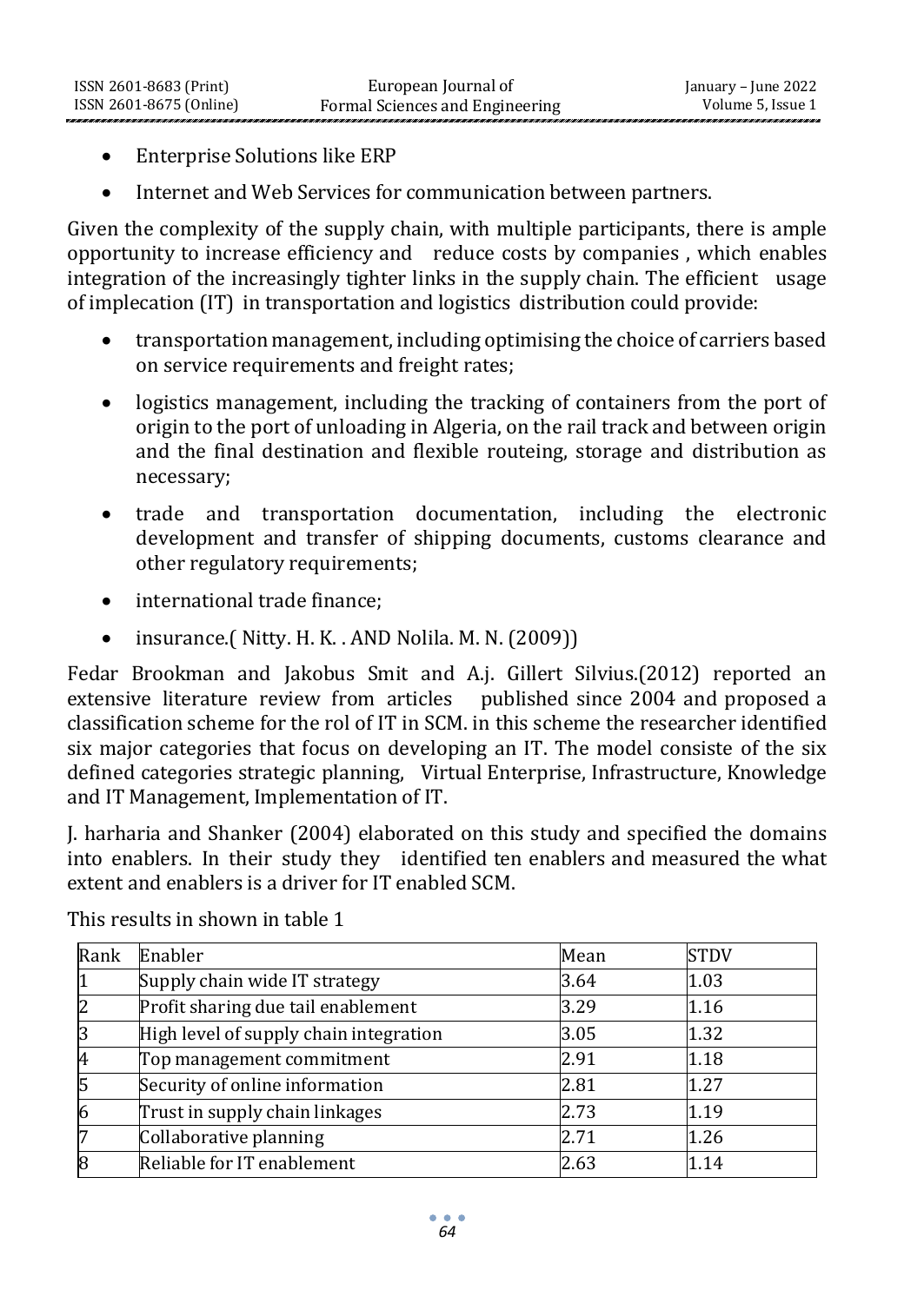- Enterprise Solutions like ERP
- Internet and Web Services for communication between partners.

Given the complexity of the supply chain, with multiple participants, there is ample opportunity to increase efficiency and reduce costs by companies , which enables integration of the increasingly tighter links in the supply chain. The efficient usage of implecation (IT) in transportation and logistics distribution could provide:

- transportation management, including optimising the choice of carriers based on service requirements and freight rates;
- logistics management, including the tracking of containers from the port of origin to the port of unloading in Algeria, on the rail track and between origin and the final destination and flexible routeing, storage and distribution as necessary;
- trade and transportation documentation, including the electronic development and transfer of shipping documents, customs clearance and other regulatory requirements;
- international trade finance;
- insurance.( Nitty. H. K. . AND Nolila. M. N. (2009))

Fedar Brookman and Jakobus Smit and A.j. Gillert Silvius.(2012) reported an extensive literature review from articles published since 2004 and proposed a classification scheme for the rol of IT in SCM. in this scheme the researcher identified six major categories that focus on developing an IT. The model consiste of the six defined categories strategic planning, Virtual Enterprise, Infrastructure, Knowledge and IT Management, Implementation of IT.

J. harharia and Shanker (2004) elaborated on this study and specified the domains into enablers. In their study they identified ten enablers and measured the what extent and enablers is a driver for IT enabled SCM.

This results in shown in table 1

| Rank | Enabler | Mean | STDV |
|---|---|---|---|
| 1 | Supply chain wide IT strategy | 3.64 | 1.03 |
| 2 | Profit sharing due tail enablement | 3.29 | 1.16 |
| 3 | High level of supply chain integration | 3.05 | 1.32 |
| 4 | Top management commitment | 2.91 | 1.18 |
| 5 | Security of online information | 2.81 | 1.27 |
| 6 | Trust in supply chain linkages | 2.73 | 1.19 |
| 7 | Collaborative planning | 2.71 | 1.26 |
| 8 | Reliable for IT enablement | 2.63 | 1.14 |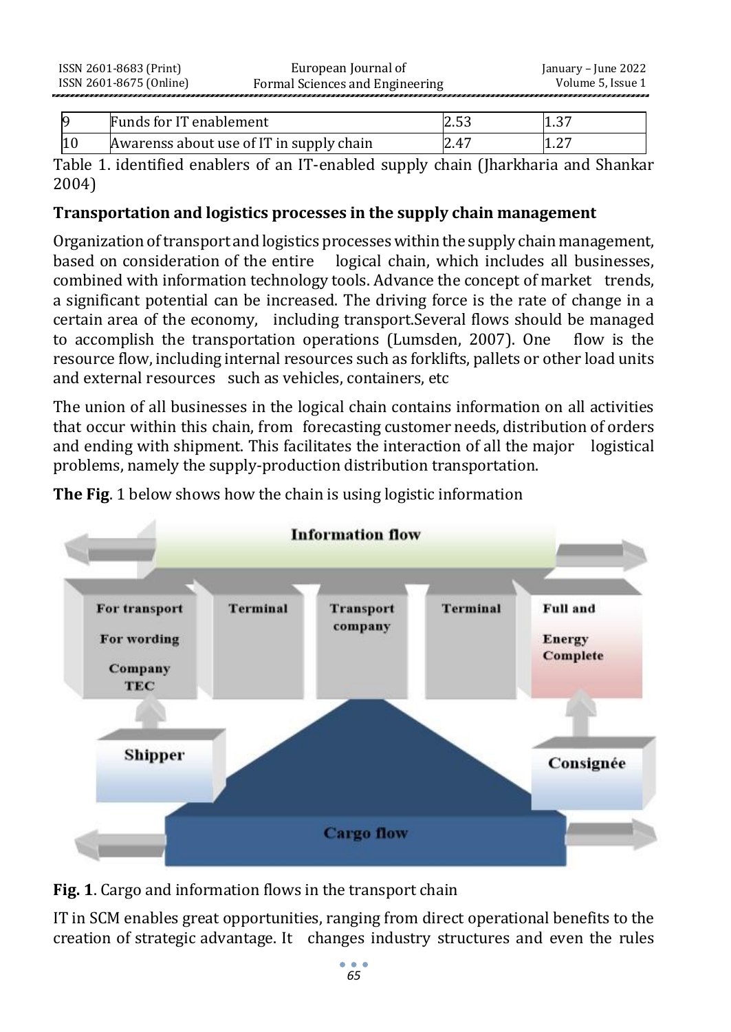| 9 | Funds for IT enablement | 2.53 | 1.37 |
|---|---|---|---|
| 10 | Awarenss about use of IT in supply chain | 2.47 | 1.27 |

Table 1. identified enablers of an IT-enabled supply chain (Jharkharia and Shankar 2004)

**Transportation and logistics processes in the supply chain management**

Organization of transport and logistics processes within the supply chain management, based on consideration of the entire logical chain, which includes all businesses, combined with information technology tools. Advance the concept of market trends, a significant potential can be increased. The driving force is the rate of change in a certain area of the economy, including transport.Several flows should be managed to accomplish the transportation operations (Lumsden, 2007). One flow is the resource flow, including internal resources such as forklifts, pallets or other load units and external resources such as vehicles, containers, etc

The union of all businesses in the logical chain contains information on all activities that occur within this chain, from forecasting customer needs, distribution of orders and ending with shipment. This facilitates the interaction of all the major logistical problems, namely the supply-production distribution transportation.

**The Fig**. 1 below shows how the chain is using logistic information

**Fig. 1**. Cargo and information flows in the transport chain

IT in SCM enables great opportunities, ranging from direct operational benefits to the creation of strategic advantage. It changes industry structures and even the rules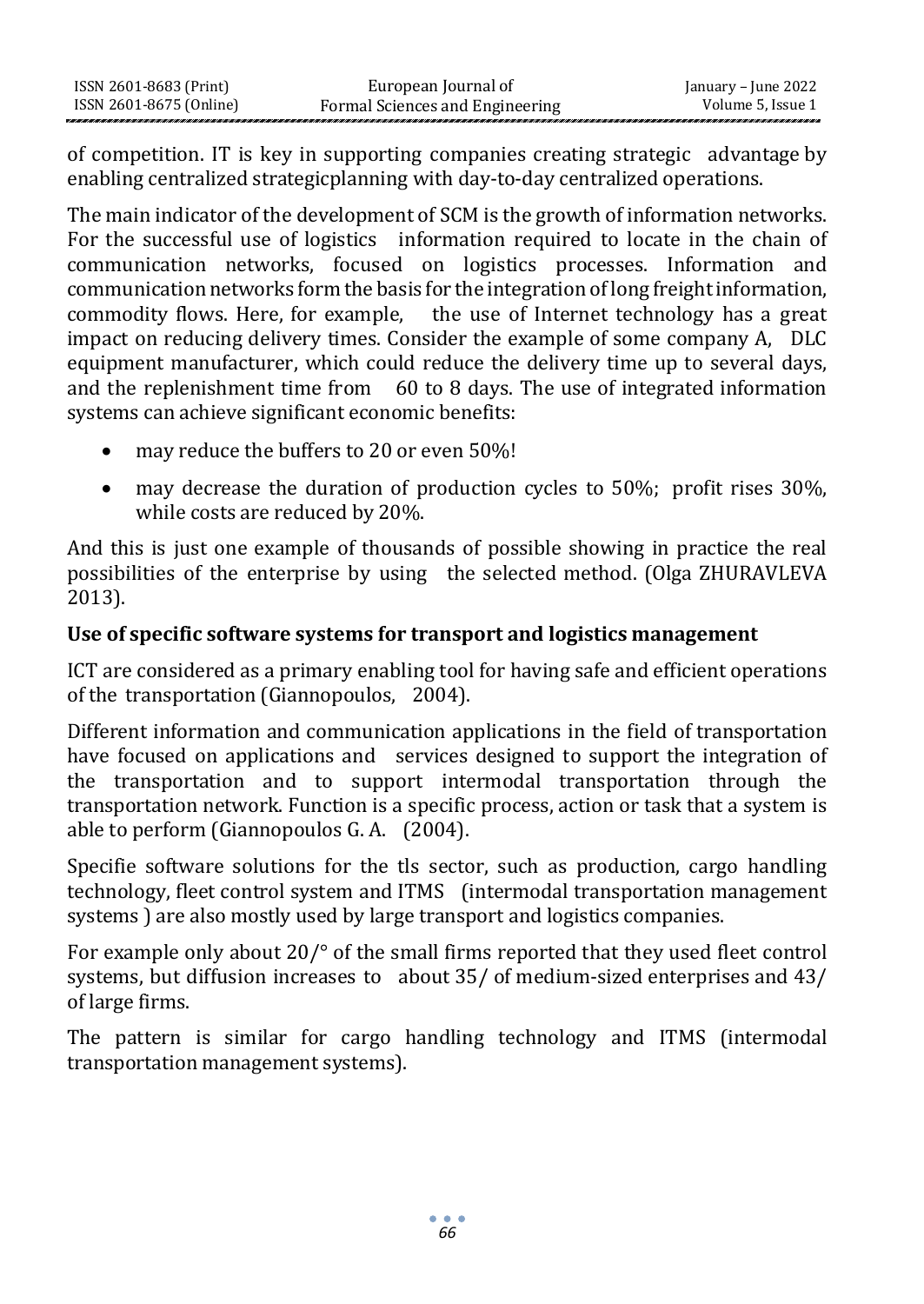of competition. IT is key in supporting companies creating strategic advantage by enabling centralized strategicplanning with day-to-day centralized operations.

The main indicator of the development of SCM is the growth of information networks. For the successful use of logistics information required to locate in the chain of communication networks, focused on logistics processes. Information and communication networks form the basis for the integration of long freight information, commodity flows. Here, for example, the use of Internet technology has a great impact on reducing delivery times. Consider the example of some company A, DLC equipment manufacturer, which could reduce the delivery time up to several days, and the replenishment time from 60 to 8 days. The use of integrated information systems can achieve significant economic benefits:

- may reduce the buffers to 20 or even 50%!
- may decrease the duration of production cycles to 50%; profit rises 30%, while costs are reduced by 20%.

And this is just one example of thousands of possible showing in practice the real possibilities of the enterprise by using the selected method. (Olga ZHURAVLEVA 2013).

**Use of specific software systems for transport and logistics management**

ICT are considered as a primary enabling tool for having safe and efficient operations of the transportation (Giannopoulos, 2004).

Different information and communication applications in the field of transportation have focused on applications and services designed to support the integration of the transportation and to support intermodal transportation through the transportation network. Function is a specific process, action or task that a system is able to perform (Giannopoulos G. A. (2004).

Specifie software solutions for the tls sector, such as production, cargo handling technology, fleet control system and ITMS (intermodal transportation management systems ) are also mostly used by large transport and logistics companies.

For example only about 20/° of the small firms reported that they used fleet control systems, but diffusion increases to about 35/ of medium-sized enterprises and 43/ of large firms.

The pattern is similar for cargo handling technology and ITMS (intermodal transportation management systems).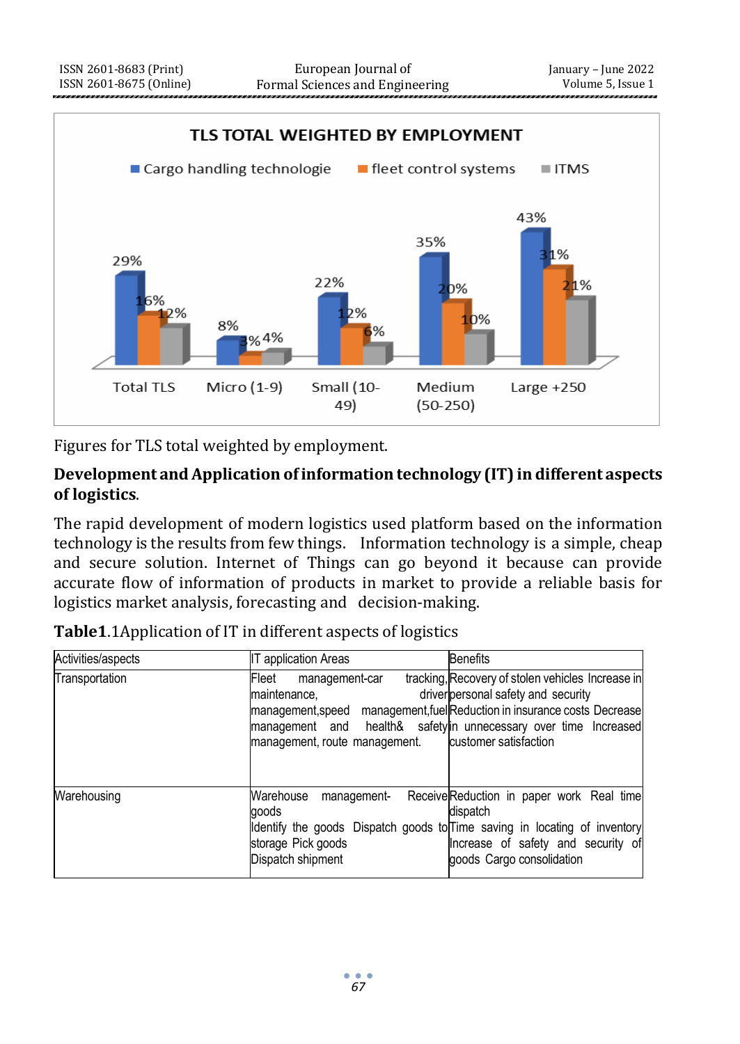TLS TOTAL WEIGHTED BY EMPLOYMENT

| | Cargo handling technologie | fleet control systems | ITMS |
|---|---|---|---|
| Total TLS | 29% | 16% | 12% |
| Micro (1-9) | 8% | 3% | 4% |
| Small (10-49) | 22% | 12% | 6% |
| Medium (50-250) | 35% | 20% | 10% |
| Large +250 | 43% | 31% | 21% |

Figures for TLS total weighted by employment.

**Development and Application of information technology (IT) in different aspects of logistics**.

The rapid development of modern logistics used platform based on the information technology is the results from few things. Information technology is a simple, cheap and secure solution. Internet of Things can go beyond it because can provide accurate flow of information of products in market to provide a reliable basis for logistics market analysis, forecasting and decision-making.

**Table1**.1Application of IT in different aspects of logistics

| Activities/aspects | IT application Areas | Benefits |
|---|---|---|
| Transportation | Fleet management-car tracking, maintenance, driver management,speed management,fuel management and health& safety management, route management. | Recovery of stolen vehicles Increase in personal safety and security Reduction in insurance costs Decrease in unnecessary over time Increased customer satisfaction |
| Warehousing | Warehouse management- Receive goods Identify the goods Dispatch goods to storage Pick goods Dispatch shipment | Reduction in paper work Real time dispatch Time saving in locating of inventory Increase of safety and security of goods Cargo consolidation |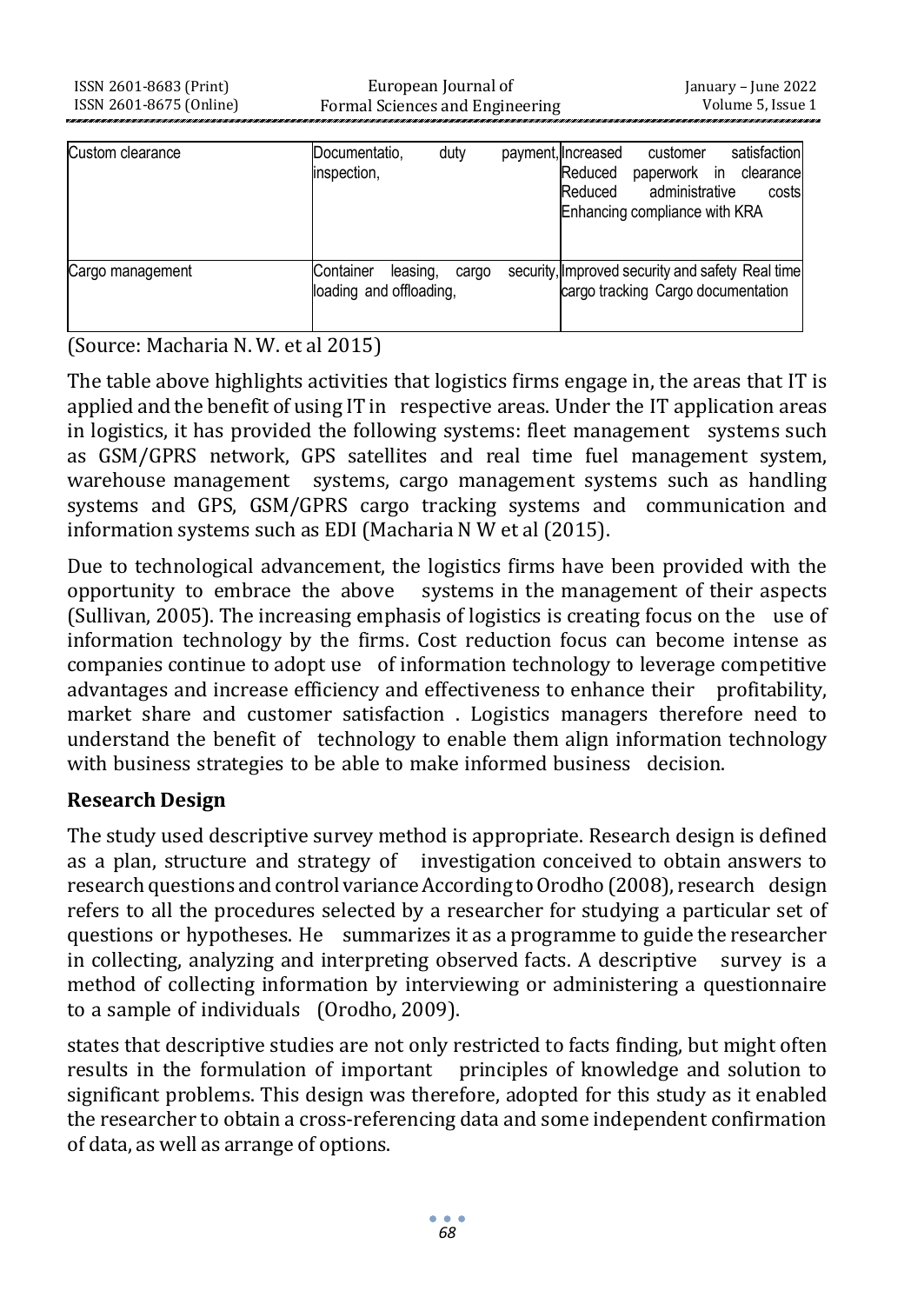| Custom clearance | Documentatio, duty payment, inspection, | Increased customer satisfaction Reduced paperwork in clearance Reduced administrative costs Enhancing compliance with KRA |
|---|---|---|
| Cargo management | Container leasing, cargo security, loading and offloading, | Improved security and safety Real time cargo tracking Cargo documentation |

(Source: Macharia N. W. et al 2015)

The table above highlights activities that logistics firms engage in, the areas that IT is applied and the benefit of using IT in respective areas. Under the IT application areas in logistics, it has provided the following systems: fleet management systems such as GSM/GPRS network, GPS satellites and real time fuel management system, warehouse management systems, cargo management systems such as handling systems and GPS, GSM/GPRS cargo tracking systems and communication and information systems such as EDI (Macharia N W et al (2015).

Due to technological advancement, the logistics firms have been provided with the opportunity to embrace the above systems in the management of their aspects (Sullivan, 2005). The increasing emphasis of logistics is creating focus on the use of information technology by the firms. Cost reduction focus can become intense as companies continue to adopt use of information technology to leverage competitive advantages and increase efficiency and effectiveness to enhance their profitability, market share and customer satisfaction . Logistics managers therefore need to understand the benefit of technology to enable them align information technology with business strategies to be able to make informed business decision.

## Research Design

The study used descriptive survey method is appropriate. Research design is defined as a plan, structure and strategy of investigation conceived to obtain answers to research questions and control variance According to Orodho (2008), research design refers to all the procedures selected by a researcher for studying a particular set of questions or hypotheses. He summarizes it as a programme to guide the researcher in collecting, analyzing and interpreting observed facts. A descriptive survey is a method of collecting information by interviewing or administering a questionnaire to a sample of individuals (Orodho, 2009).

states that descriptive studies are not only restricted to facts finding, but might often results in the formulation of important principles of knowledge and solution to significant problems. This design was therefore, adopted for this study as it enabled the researcher to obtain a cross-referencing data and some independent confirmation of data, as well as arrange of options.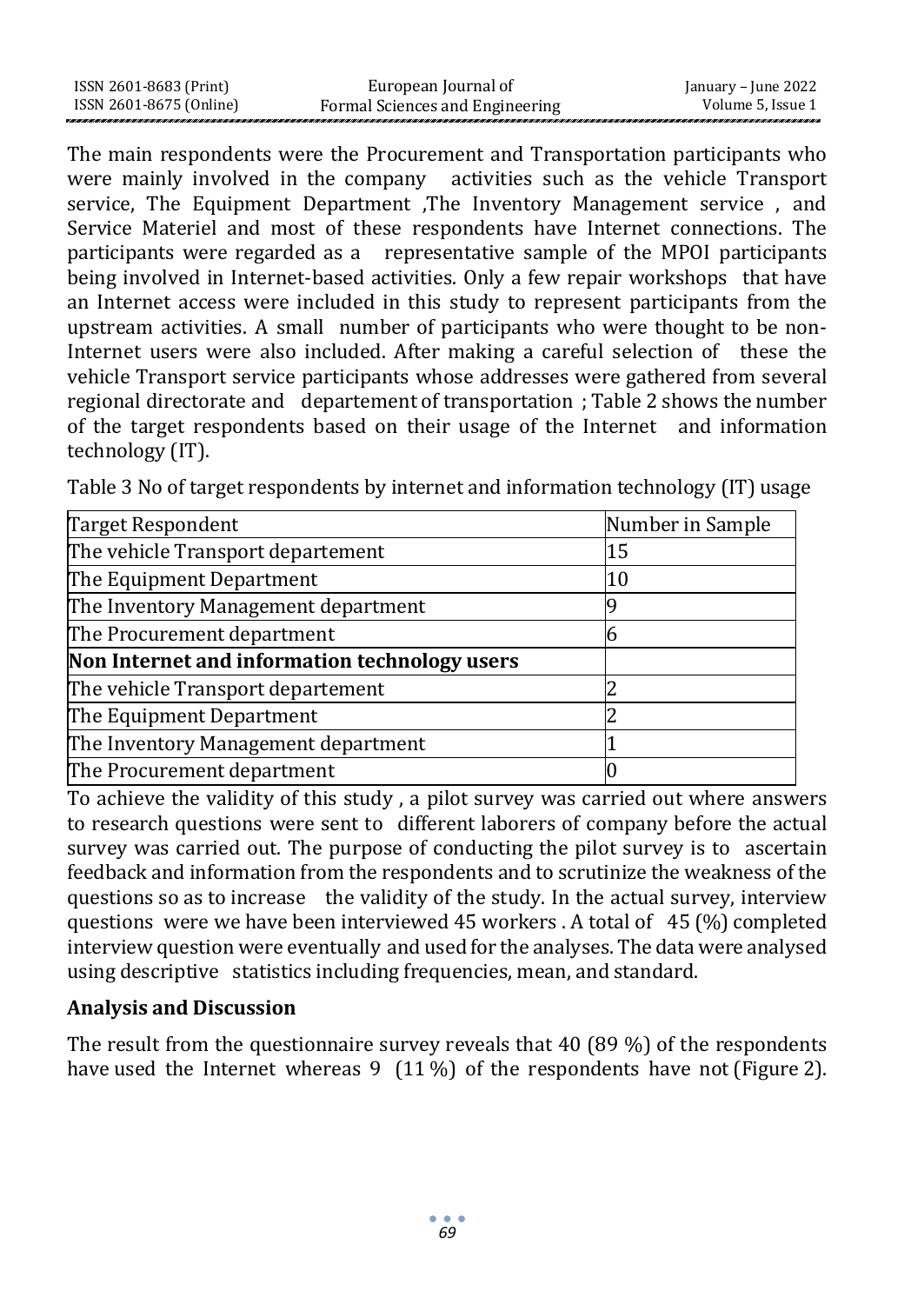The main respondents were the Procurement and Transportation participants who were mainly involved in the company activities such as the vehicle Transport service, The Equipment Department ,The Inventory Management service , and Service Materiel and most of these respondents have Internet connections. The participants were regarded as a representative sample of the MPOI participants being involved in Internet-based activities. Only a few repair workshops that have an Internet access were included in this study to represent participants from the upstream activities. A small number of participants who were thought to be non-Internet users were also included. After making a careful selection of these the vehicle Transport service participants whose addresses were gathered from several regional directorate and departement of transportation ; Table 2 shows the number of the target respondents based on their usage of the Internet and information technology (IT).

Table 3 No of target respondents by internet and information technology (IT) usage

| Target Respondent | Number in Sample |
|---|---|
| The vehicle Transport departement | 15 |
| The Equipment Department | 10 |
| The Inventory Management department | 9 |
| The Procurement department | 6 |
| **Non Internet and information technology users** | |
| The vehicle Transport departement | 2 |
| The Equipment Department | 2 |
| The Inventory Management department | 1 |
| The Procurement department | 0 |

To achieve the validity of this study , a pilot survey was carried out where answers to research questions were sent to different laborers of company before the actual survey was carried out. The purpose of conducting the pilot survey is to ascertain feedback and information from the respondents and to scrutinize the weakness of the questions so as to increase the validity of the study. In the actual survey, interview questions were we have been interviewed 45 workers . A total of 45 (%) completed interview question were eventually and used for the analyses. The data were analysed using descriptive statistics including frequencies, mean, and standard.

## Analysis and Discussion

The result from the questionnaire survey reveals that 40 (89 %) of the respondents have used the Internet whereas 9 (11 %) of the respondents have not (Figure 2).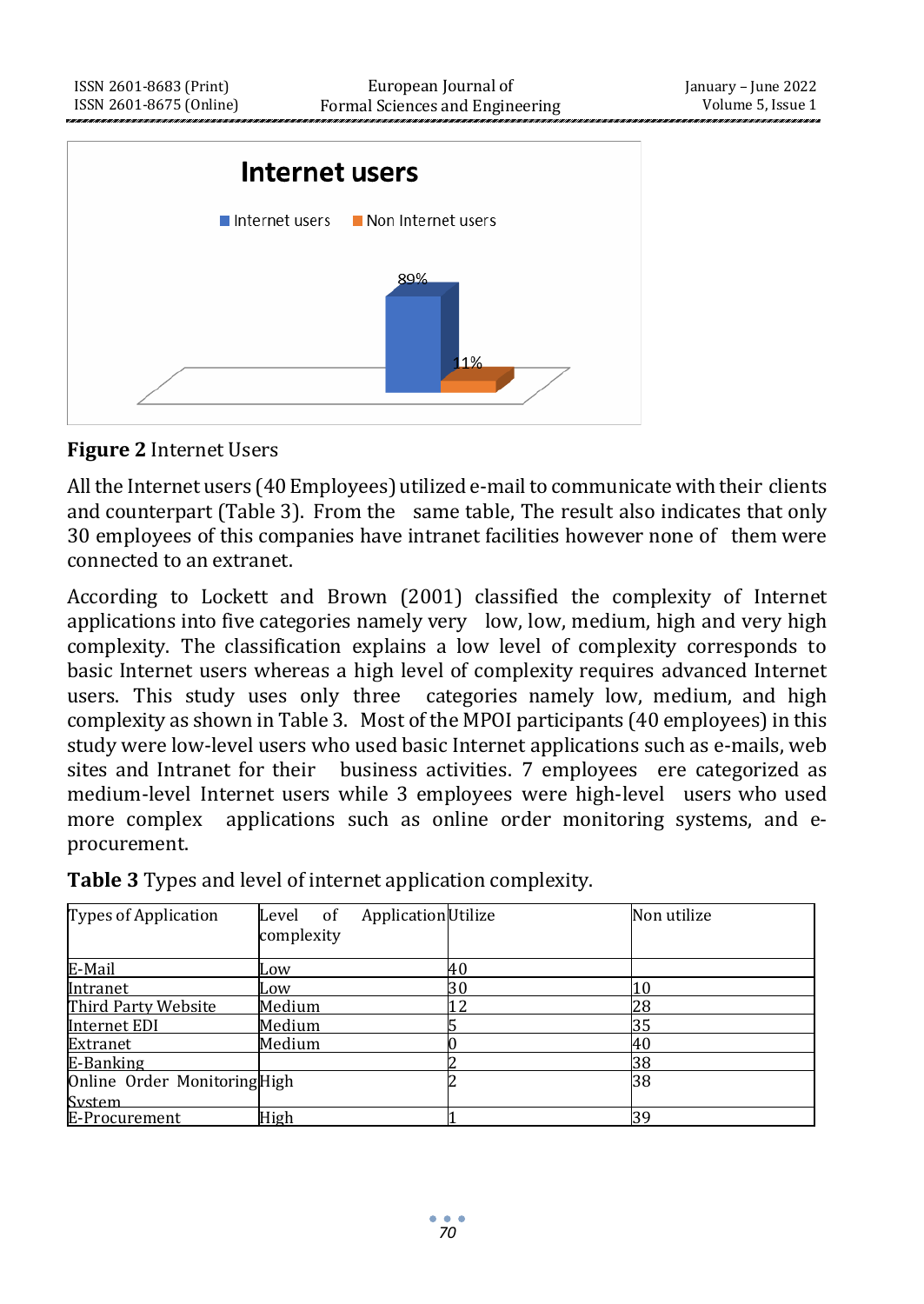**Figure 2** Internet Users

All the Internet users (40 Employees) utilized e-mail to communicate with their clients and counterpart (Table 3). From the same table, The result also indicates that only 30 employees of this companies have intranet facilities however none of them were connected to an extranet.

According to Lockett and Brown (2001) classified the complexity of Internet applications into five categories namely very low, low, medium, high and very high complexity. The classification explains a low level of complexity corresponds to basic Internet users whereas a high level of complexity requires advanced Internet users. This study uses only three categories namely low, medium, and high complexity as shown in Table 3. Most of the MPOI participants (40 employees) in this study were low-level users who used basic Internet applications such as e-mails, web sites and Intranet for their business activities. 7 employees ere categorized as medium-level Internet users while 3 employees were high-level users who used more complex applications such as online order monitoring systems, and e-procurement.

**Table 3** Types and level of internet application complexity.

| Types of Application | Level of Application complexity | Utilize | Non utilize |
|---|---|---|---|
| E-Mail | Low | 40 | |
| Intranet | Low | 30 | 10 |
| Third Party Website | Medium | 12 | 28 |
| Internet EDI | Medium | 5 | 35 |
| Extranet | Medium | 0 | 40 |
| E-Banking | | 2 | 38 |
| Online Order Monitoring System | High | 2 | 38 |
| E-Procurement | High | 1 | 39 |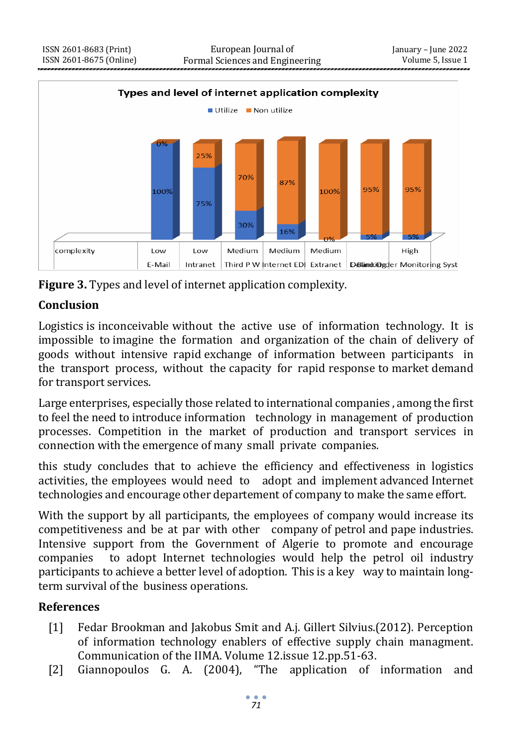**Figure 3.** Types and level of internet application complexity.

## Conclusion

Logistics is inconceivable without the active use of information technology. It is impossible to imagine the formation and organization of the chain of delivery of goods without intensive rapid exchange of information between participants in the transport process, without the capacity for rapid response to market demand for transport services.

Large enterprises, especially those related to international companies , among the first to feel the need to introduce information technology in management of production processes. Competition in the market of production and transport services in connection with the emergence of many small private companies.

this study concludes that to achieve the efficiency and effectiveness in logistics activities, the employees would need to adopt and implement advanced Internet technologies and encourage other departement of company to make the same effort.

With the support by all participants, the employees of company would increase its competitiveness and be at par with other company of petrol and pape industries. Intensive support from the Government of Algerie to promote and encourage companies to adopt Internet technologies would help the petrol oil industry participants to achieve a better level of adoption. This is a key way to maintain long-term survival of the business operations.

## References

[1] Fedar Brookman and Jakobus Smit and A.j. Gillert Silvius.(2012). Perception of information technology enablers of effective supply chain managment. Communication of the IIMA. Volume 12.issue 12.pp.51-63.

[2] Giannopoulos G. A. (2004), "The application of information and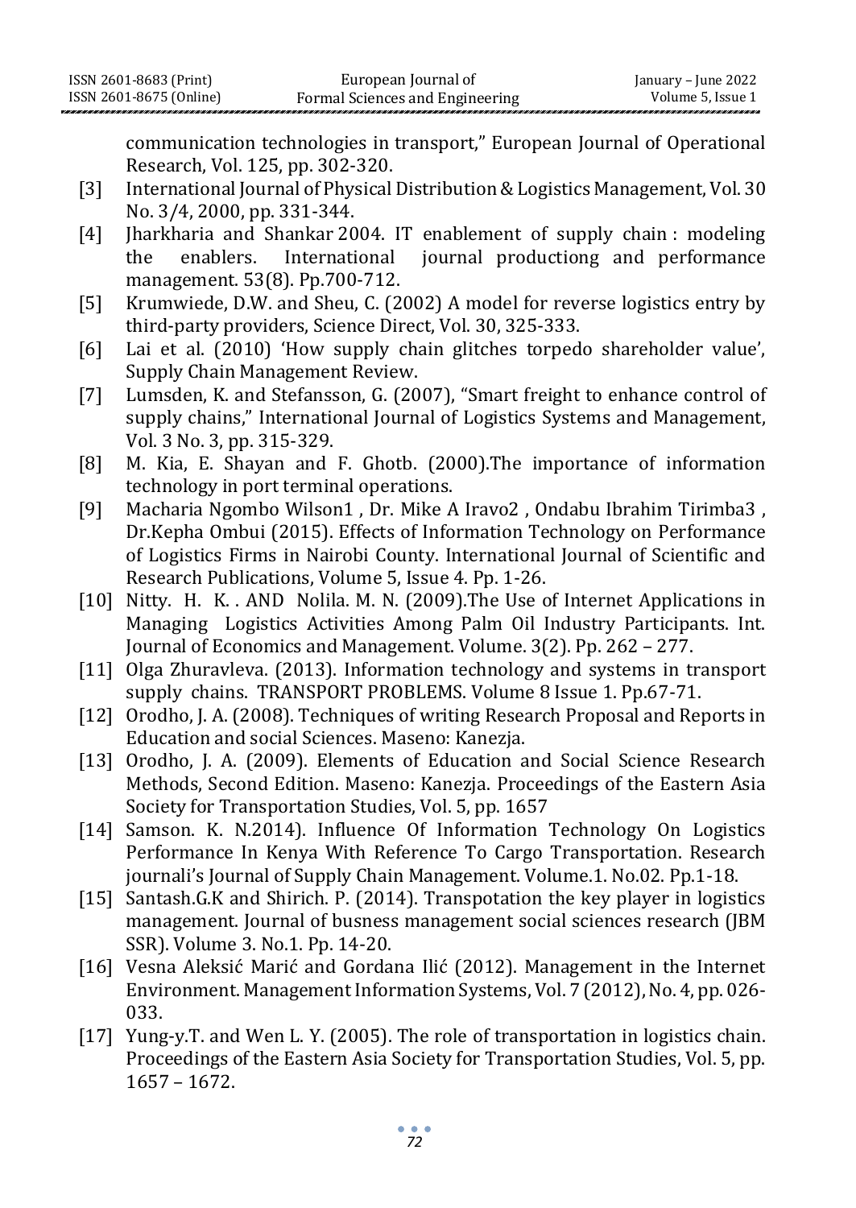communication technologies in transport," European Journal of Operational Research, Vol. 125, pp. 302-320.

[3] International Journal of Physical Distribution & Logistics Management, Vol. 30 No. 3/4, 2000, pp. 331-344.

[4] Jharkharia and Shankar 2004. IT enablement of supply chain : modeling the enablers. International journal productiong and performance management. 53(8). Pp.700-712.

[5] Krumwiede, D.W. and Sheu, C. (2002) A model for reverse logistics entry by third-party providers, Science Direct, Vol. 30, 325-333.

[6] Lai et al. (2010) 'How supply chain glitches torpedo shareholder value', Supply Chain Management Review.

[7] Lumsden, K. and Stefansson, G. (2007), "Smart freight to enhance control of supply chains," International Journal of Logistics Systems and Management, Vol. 3 No. 3, pp. 315-329.

[8] M. Kia, E. Shayan and F. Ghotb. (2000).The importance of information technology in port terminal operations.

[9] Macharia Ngombo Wilson1 , Dr. Mike A Iravo2 , Ondabu Ibrahim Tirimba3 , Dr.Kepha Ombui (2015). Effects of Information Technology on Performance of Logistics Firms in Nairobi County. International Journal of Scientific and Research Publications, Volume 5, Issue 4. Pp. 1-26.

[10] Nitty. H. K. . AND Nolila. M. N. (2009).The Use of Internet Applications in Managing Logistics Activities Among Palm Oil Industry Participants. Int. Journal of Economics and Management. Volume. 3(2). Pp. 262 – 277.

[11] Olga Zhuravleva. (2013). Information technology and systems in transport supply chains. TRANSPORT PROBLEMS. Volume 8 Issue 1. Pp.67-71.

[12] Orodho, J. A. (2008). Techniques of writing Research Proposal and Reports in Education and social Sciences. Maseno: Kanezja.

[13] Orodho, J. A. (2009). Elements of Education and Social Science Research Methods, Second Edition. Maseno: Kanezja. Proceedings of the Eastern Asia Society for Transportation Studies, Vol. 5, pp. 1657

[14] Samson. K. N.2014). Influence Of Information Technology On Logistics Performance In Kenya With Reference To Cargo Transportation. Research journali's Journal of Supply Chain Management. Volume.1. No.02. Pp.1-18.

[15] Santash.G.K and Shirich. P. (2014). Transpotation the key player in logistics management. Journal of busness management social sciences research (JBM SSR). Volume 3. No.1. Pp. 14-20.

[16] Vesna Aleksić Marić and Gordana Ilić (2012). Management in the Internet Environment. Management Information Systems, Vol. 7 (2012), No. 4, pp. 026-033.

[17] Yung-y.T. and Wen L. Y. (2005). The role of transportation in logistics chain. Proceedings of the Eastern Asia Society for Transportation Studies, Vol. 5, pp. 1657 – 1672.